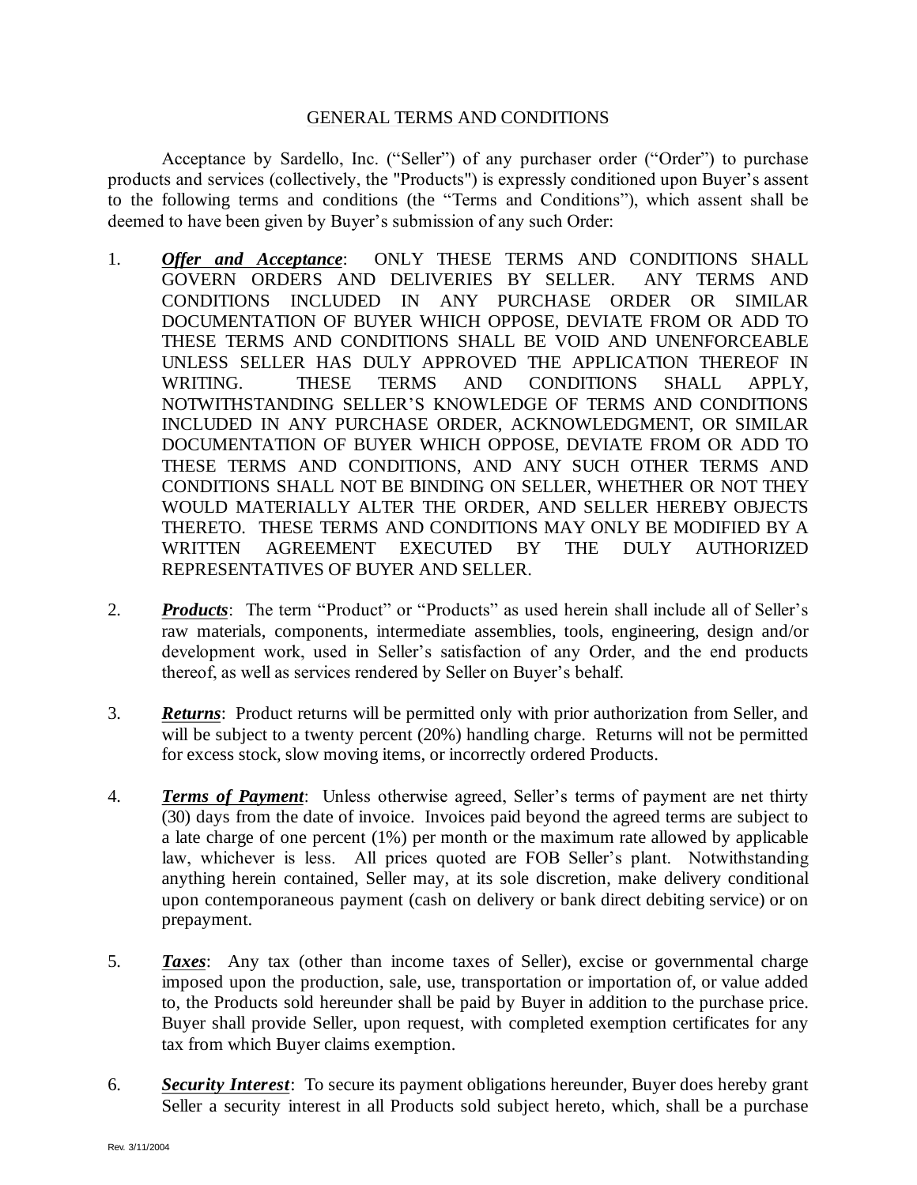GENERAL TERMS AND CONDITIONS

Acceptance by Sardello, Inc. ("Seller") of any purchaser order ("Order") to purchase products and services (collectively, the "Products") is expressly conditioned upon Buyer's assent to the following terms and conditions (the "Terms and Conditions"), which assent shall be deemed to have been given by Buyer's submission of any such Order:

1. ***Offer and Acceptance***: ONLY THESE TERMS AND CONDITIONS SHALL GOVERN ORDERS AND DELIVERIES BY SELLER. ANY TERMS AND CONDITIONS INCLUDED IN ANY PURCHASE ORDER OR SIMILAR DOCUMENTATION OF BUYER WHICH OPPOSE, DEVIATE FROM OR ADD TO THESE TERMS AND CONDITIONS SHALL BE VOID AND UNENFORCEABLE UNLESS SELLER HAS DULY APPROVED THE APPLICATION THEREOF IN WRITING. THESE TERMS AND CONDITIONS SHALL APPLY, NOTWITHSTANDING SELLER'S KNOWLEDGE OF TERMS AND CONDITIONS INCLUDED IN ANY PURCHASE ORDER, ACKNOWLEDGMENT, OR SIMILAR DOCUMENTATION OF BUYER WHICH OPPOSE, DEVIATE FROM OR ADD TO THESE TERMS AND CONDITIONS, AND ANY SUCH OTHER TERMS AND CONDITIONS SHALL NOT BE BINDING ON SELLER, WHETHER OR NOT THEY WOULD MATERIALLY ALTER THE ORDER, AND SELLER HEREBY OBJECTS THERETO. THESE TERMS AND CONDITIONS MAY ONLY BE MODIFIED BY A WRITTEN AGREEMENT EXECUTED BY THE DULY AUTHORIZED REPRESENTATIVES OF BUYER AND SELLER.

2. ***Products***: The term "Product" or "Products" as used herein shall include all of Seller's raw materials, components, intermediate assemblies, tools, engineering, design and/or development work, used in Seller's satisfaction of any Order, and the end products thereof, as well as services rendered by Seller on Buyer's behalf.

3. ***Returns***: Product returns will be permitted only with prior authorization from Seller, and will be subject to a twenty percent (20%) handling charge. Returns will not be permitted for excess stock, slow moving items, or incorrectly ordered Products.

4. ***Terms of Payment***: Unless otherwise agreed, Seller's terms of payment are net thirty (30) days from the date of invoice. Invoices paid beyond the agreed terms are subject to a late charge of one percent (1%) per month or the maximum rate allowed by applicable law, whichever is less. All prices quoted are FOB Seller's plant. Notwithstanding anything herein contained, Seller may, at its sole discretion, make delivery conditional upon contemporaneous payment (cash on delivery or bank direct debiting service) or on prepayment.

5. ***Taxes***: Any tax (other than income taxes of Seller), excise or governmental charge imposed upon the production, sale, use, transportation or importation of, or value added to, the Products sold hereunder shall be paid by Buyer in addition to the purchase price. Buyer shall provide Seller, upon request, with completed exemption certificates for any tax from which Buyer claims exemption.

6. ***Security Interest***: To secure its payment obligations hereunder, Buyer does hereby grant Seller a security interest in all Products sold subject hereto, which, shall be a purchase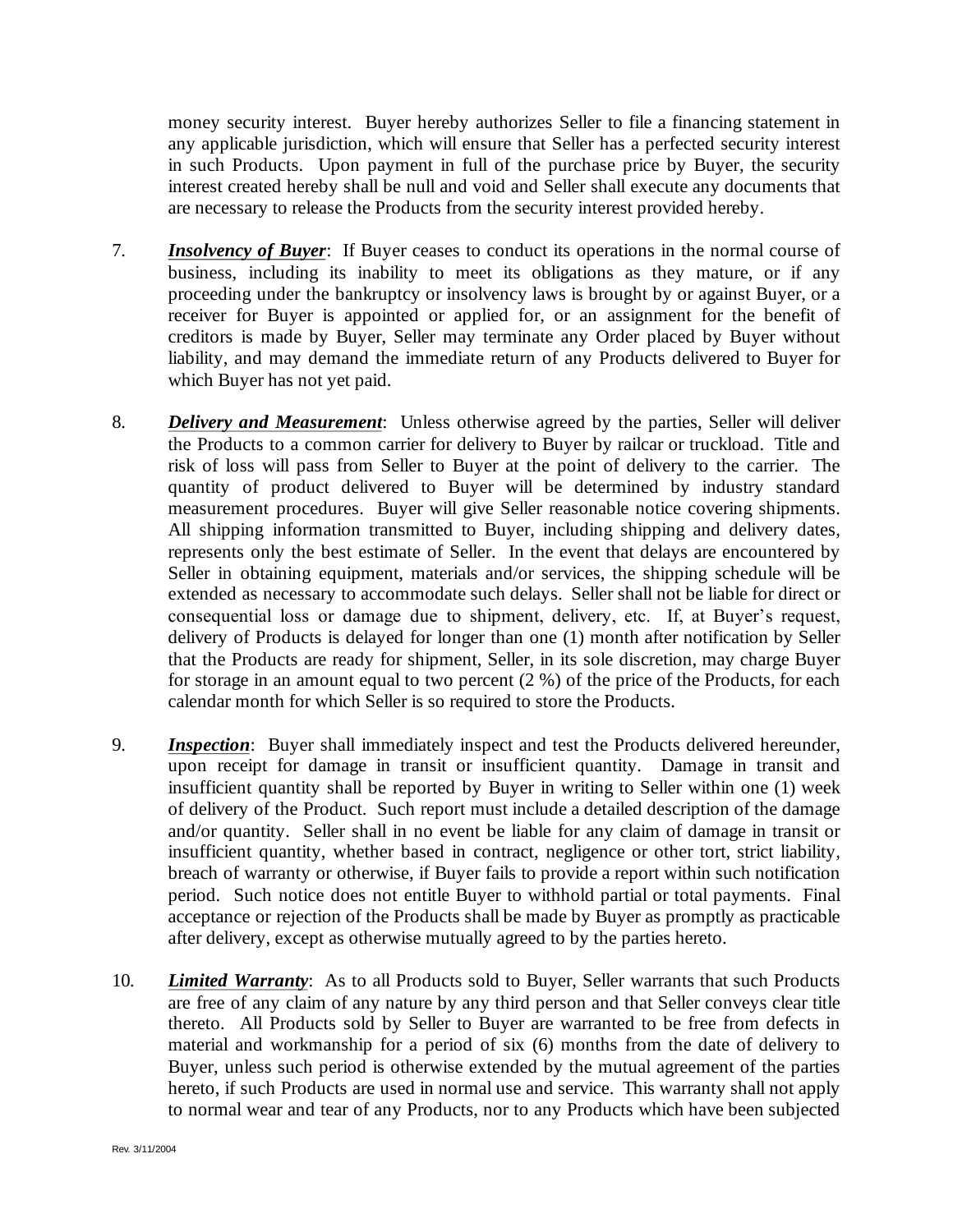money security interest. Buyer hereby authorizes Seller to file a financing statement in any applicable jurisdiction, which will ensure that Seller has a perfected security interest in such Products. Upon payment in full of the purchase price by Buyer, the security interest created hereby shall be null and void and Seller shall execute any documents that are necessary to release the Products from the security interest provided hereby.

7. ***Insolvency of Buyer***: If Buyer ceases to conduct its operations in the normal course of business, including its inability to meet its obligations as they mature, or if any proceeding under the bankruptcy or insolvency laws is brought by or against Buyer, or a receiver for Buyer is appointed or applied for, or an assignment for the benefit of creditors is made by Buyer, Seller may terminate any Order placed by Buyer without liability, and may demand the immediate return of any Products delivered to Buyer for which Buyer has not yet paid.

8. ***Delivery and Measurement***: Unless otherwise agreed by the parties, Seller will deliver the Products to a common carrier for delivery to Buyer by railcar or truckload. Title and risk of loss will pass from Seller to Buyer at the point of delivery to the carrier. The quantity of product delivered to Buyer will be determined by industry standard measurement procedures. Buyer will give Seller reasonable notice covering shipments. All shipping information transmitted to Buyer, including shipping and delivery dates, represents only the best estimate of Seller. In the event that delays are encountered by Seller in obtaining equipment, materials and/or services, the shipping schedule will be extended as necessary to accommodate such delays. Seller shall not be liable for direct or consequential loss or damage due to shipment, delivery, etc. If, at Buyer's request, delivery of Products is delayed for longer than one (1) month after notification by Seller that the Products are ready for shipment, Seller, in its sole discretion, may charge Buyer for storage in an amount equal to two percent (2 %) of the price of the Products, for each calendar month for which Seller is so required to store the Products.

9. ***Inspection***: Buyer shall immediately inspect and test the Products delivered hereunder, upon receipt for damage in transit or insufficient quantity. Damage in transit and insufficient quantity shall be reported by Buyer in writing to Seller within one (1) week of delivery of the Product. Such report must include a detailed description of the damage and/or quantity. Seller shall in no event be liable for any claim of damage in transit or insufficient quantity, whether based in contract, negligence or other tort, strict liability, breach of warranty or otherwise, if Buyer fails to provide a report within such notification period. Such notice does not entitle Buyer to withhold partial or total payments. Final acceptance or rejection of the Products shall be made by Buyer as promptly as practicable after delivery, except as otherwise mutually agreed to by the parties hereto.

10. ***Limited Warranty***: As to all Products sold to Buyer, Seller warrants that such Products are free of any claim of any nature by any third person and that Seller conveys clear title thereto. All Products sold by Seller to Buyer are warranted to be free from defects in material and workmanship for a period of six (6) months from the date of delivery to Buyer, unless such period is otherwise extended by the mutual agreement of the parties hereto, if such Products are used in normal use and service. This warranty shall not apply to normal wear and tear of any Products, nor to any Products which have been subjected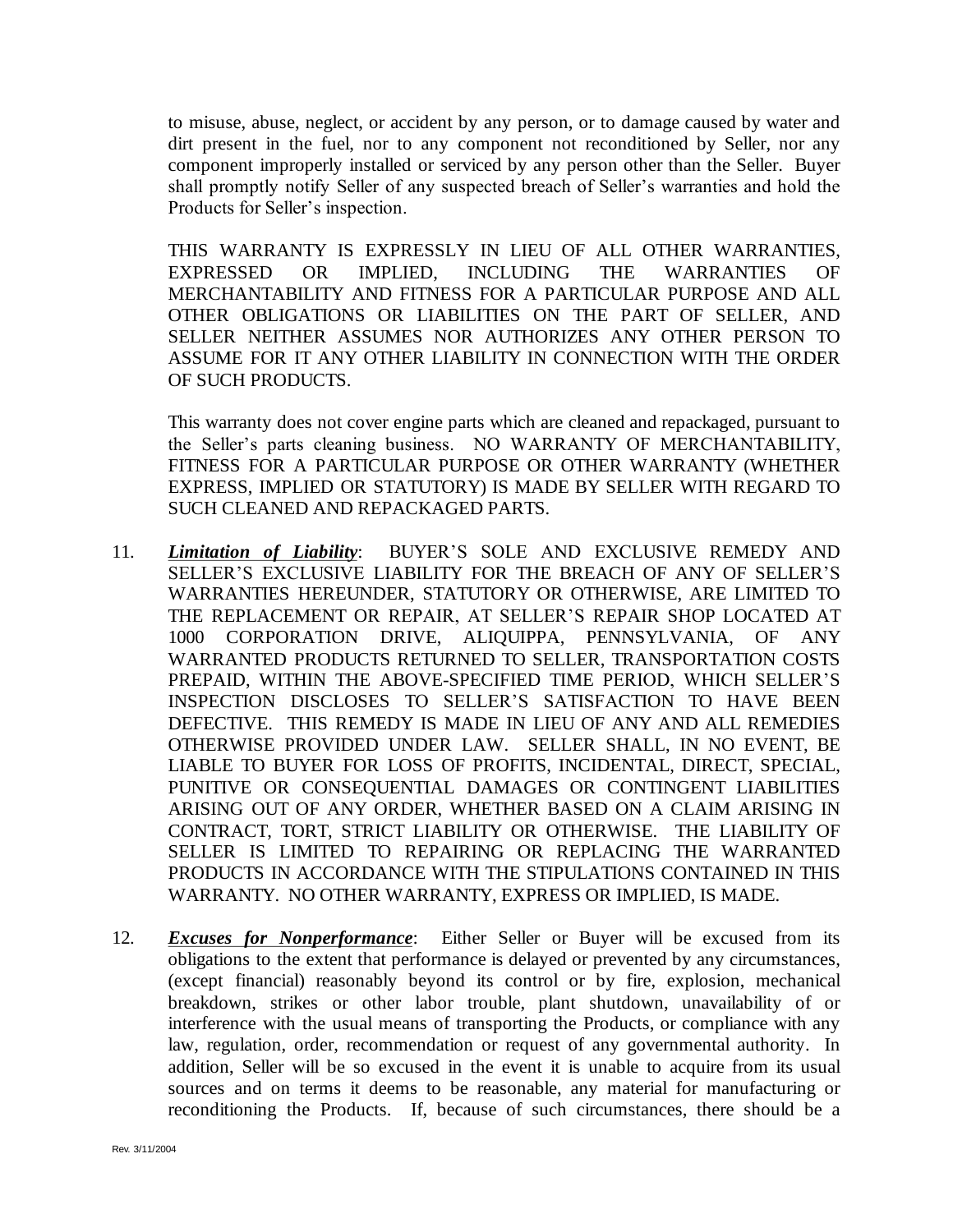to misuse, abuse, neglect, or accident by any person, or to damage caused by water and dirt present in the fuel, nor to any component not reconditioned by Seller, nor any component improperly installed or serviced by any person other than the Seller. Buyer shall promptly notify Seller of any suspected breach of Seller's warranties and hold the Products for Seller's inspection.

THIS WARRANTY IS EXPRESSLY IN LIEU OF ALL OTHER WARRANTIES, EXPRESSED OR IMPLIED, INCLUDING THE WARRANTIES OF MERCHANTABILITY AND FITNESS FOR A PARTICULAR PURPOSE AND ALL OTHER OBLIGATIONS OR LIABILITIES ON THE PART OF SELLER, AND SELLER NEITHER ASSUMES NOR AUTHORIZES ANY OTHER PERSON TO ASSUME FOR IT ANY OTHER LIABILITY IN CONNECTION WITH THE ORDER OF SUCH PRODUCTS.

This warranty does not cover engine parts which are cleaned and repackaged, pursuant to the Seller's parts cleaning business. NO WARRANTY OF MERCHANTABILITY, FITNESS FOR A PARTICULAR PURPOSE OR OTHER WARRANTY (WHETHER EXPRESS, IMPLIED OR STATUTORY) IS MADE BY SELLER WITH REGARD TO SUCH CLEANED AND REPACKAGED PARTS.

11. ***Limitation of Liability***: BUYER'S SOLE AND EXCLUSIVE REMEDY AND SELLER'S EXCLUSIVE LIABILITY FOR THE BREACH OF ANY OF SELLER'S WARRANTIES HEREUNDER, STATUTORY OR OTHERWISE, ARE LIMITED TO THE REPLACEMENT OR REPAIR, AT SELLER'S REPAIR SHOP LOCATED AT 1000 CORPORATION DRIVE, ALIQUIPPA, PENNSYLVANIA, OF ANY WARRANTED PRODUCTS RETURNED TO SELLER, TRANSPORTATION COSTS PREPAID, WITHIN THE ABOVE-SPECIFIED TIME PERIOD, WHICH SELLER'S INSPECTION DISCLOSES TO SELLER'S SATISFACTION TO HAVE BEEN DEFECTIVE. THIS REMEDY IS MADE IN LIEU OF ANY AND ALL REMEDIES OTHERWISE PROVIDED UNDER LAW. SELLER SHALL, IN NO EVENT, BE LIABLE TO BUYER FOR LOSS OF PROFITS, INCIDENTAL, DIRECT, SPECIAL, PUNITIVE OR CONSEQUENTIAL DAMAGES OR CONTINGENT LIABILITIES ARISING OUT OF ANY ORDER, WHETHER BASED ON A CLAIM ARISING IN CONTRACT, TORT, STRICT LIABILITY OR OTHERWISE. THE LIABILITY OF SELLER IS LIMITED TO REPAIRING OR REPLACING THE WARRANTED PRODUCTS IN ACCORDANCE WITH THE STIPULATIONS CONTAINED IN THIS WARRANTY. NO OTHER WARRANTY, EXPRESS OR IMPLIED, IS MADE.

12. ***Excuses for Nonperformance***: Either Seller or Buyer will be excused from its obligations to the extent that performance is delayed or prevented by any circumstances, (except financial) reasonably beyond its control or by fire, explosion, mechanical breakdown, strikes or other labor trouble, plant shutdown, unavailability of or interference with the usual means of transporting the Products, or compliance with any law, regulation, order, recommendation or request of any governmental authority. In addition, Seller will be so excused in the event it is unable to acquire from its usual sources and on terms it deems to be reasonable, any material for manufacturing or reconditioning the Products. If, because of such circumstances, there should be a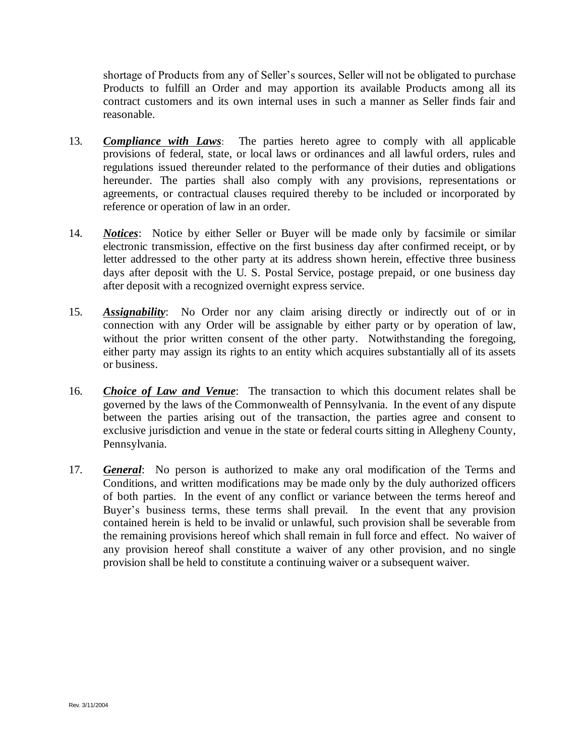shortage of Products from any of Seller's sources, Seller will not be obligated to purchase Products to fulfill an Order and may apportion its available Products among all its contract customers and its own internal uses in such a manner as Seller finds fair and reasonable.

13. ***Compliance with Laws***: The parties hereto agree to comply with all applicable provisions of federal, state, or local laws or ordinances and all lawful orders, rules and regulations issued thereunder related to the performance of their duties and obligations hereunder. The parties shall also comply with any provisions, representations or agreements, or contractual clauses required thereby to be included or incorporated by reference or operation of law in an order.

14. ***Notices***: Notice by either Seller or Buyer will be made only by facsimile or similar electronic transmission, effective on the first business day after confirmed receipt, or by letter addressed to the other party at its address shown herein, effective three business days after deposit with the U. S. Postal Service, postage prepaid, or one business day after deposit with a recognized overnight express service.

15. ***Assignability***: No Order nor any claim arising directly or indirectly out of or in connection with any Order will be assignable by either party or by operation of law, without the prior written consent of the other party. Notwithstanding the foregoing, either party may assign its rights to an entity which acquires substantially all of its assets or business.

16. ***Choice of Law and Venue***: The transaction to which this document relates shall be governed by the laws of the Commonwealth of Pennsylvania. In the event of any dispute between the parties arising out of the transaction, the parties agree and consent to exclusive jurisdiction and venue in the state or federal courts sitting in Allegheny County, Pennsylvania.

17. ***General***: No person is authorized to make any oral modification of the Terms and Conditions, and written modifications may be made only by the duly authorized officers of both parties. In the event of any conflict or variance between the terms hereof and Buyer's business terms, these terms shall prevail. In the event that any provision contained herein is held to be invalid or unlawful, such provision shall be severable from the remaining provisions hereof which shall remain in full force and effect. No waiver of any provision hereof shall constitute a waiver of any other provision, and no single provision shall be held to constitute a continuing waiver or a subsequent waiver.

Rev. 3/11/2004